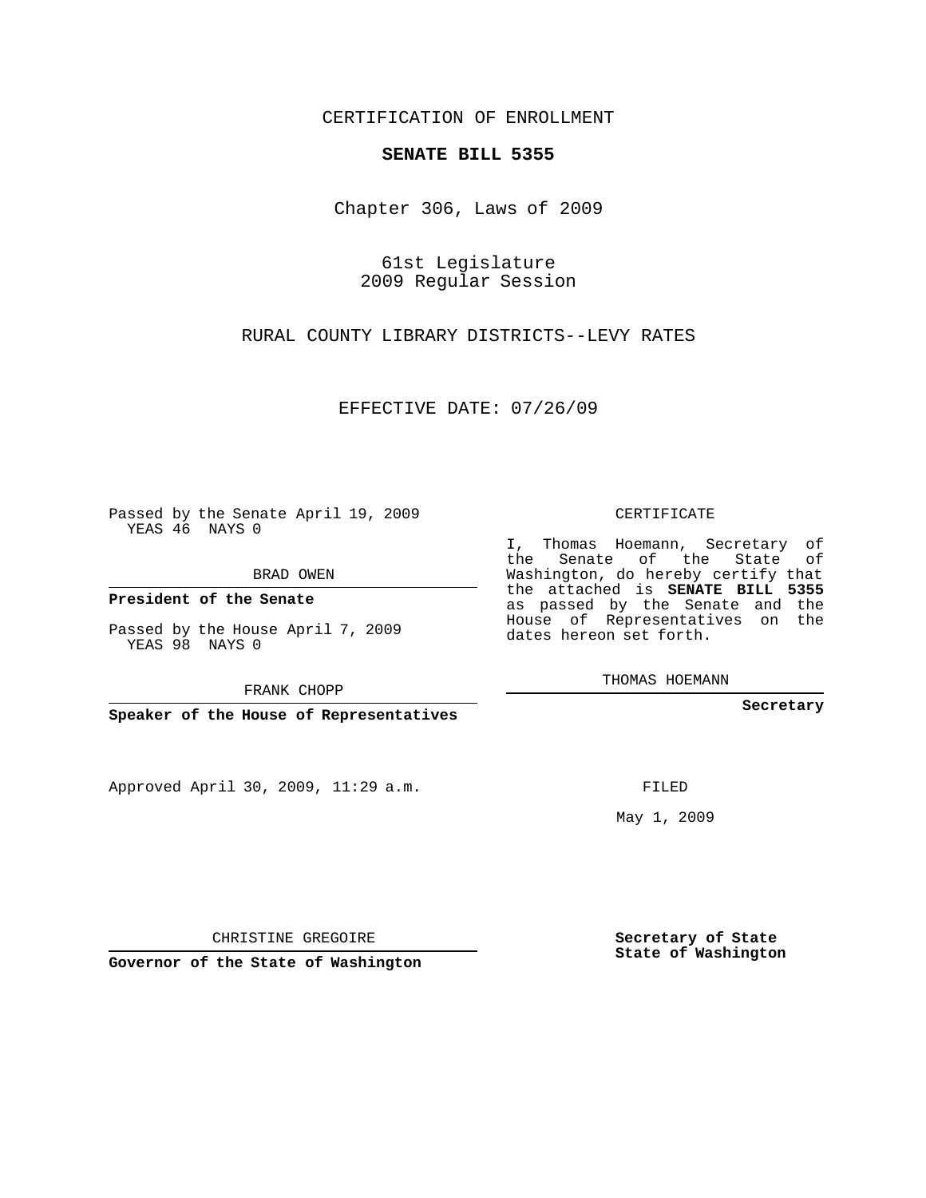CERTIFICATION OF ENROLLMENT

**SENATE BILL 5355**

Chapter 306, Laws of 2009

61st Legislature
2009 Regular Session

RURAL COUNTY LIBRARY DISTRICTS--LEVY RATES

EFFECTIVE DATE: 07/26/09

Passed by the Senate April 19, 2009
YEAS 46 NAYS 0

BRAD OWEN

**President of the Senate**

Passed by the House April 7, 2009
YEAS 98 NAYS 0

FRANK CHOPP

**Speaker of the House of Representatives**

Approved April 30, 2009, 11:29 a.m.

CHRISTINE GREGOIRE

**Governor of the State of Washington**

CERTIFICATE

I, Thomas Hoemann, Secretary of the Senate of the State of Washington, do hereby certify that the attached is **SENATE BILL 5355** as passed by the Senate and the House of Representatives on the dates hereon set forth.

THOMAS HOEMANN

**Secretary**

FILED

May 1, 2009

**Secretary of State**
**State of Washington**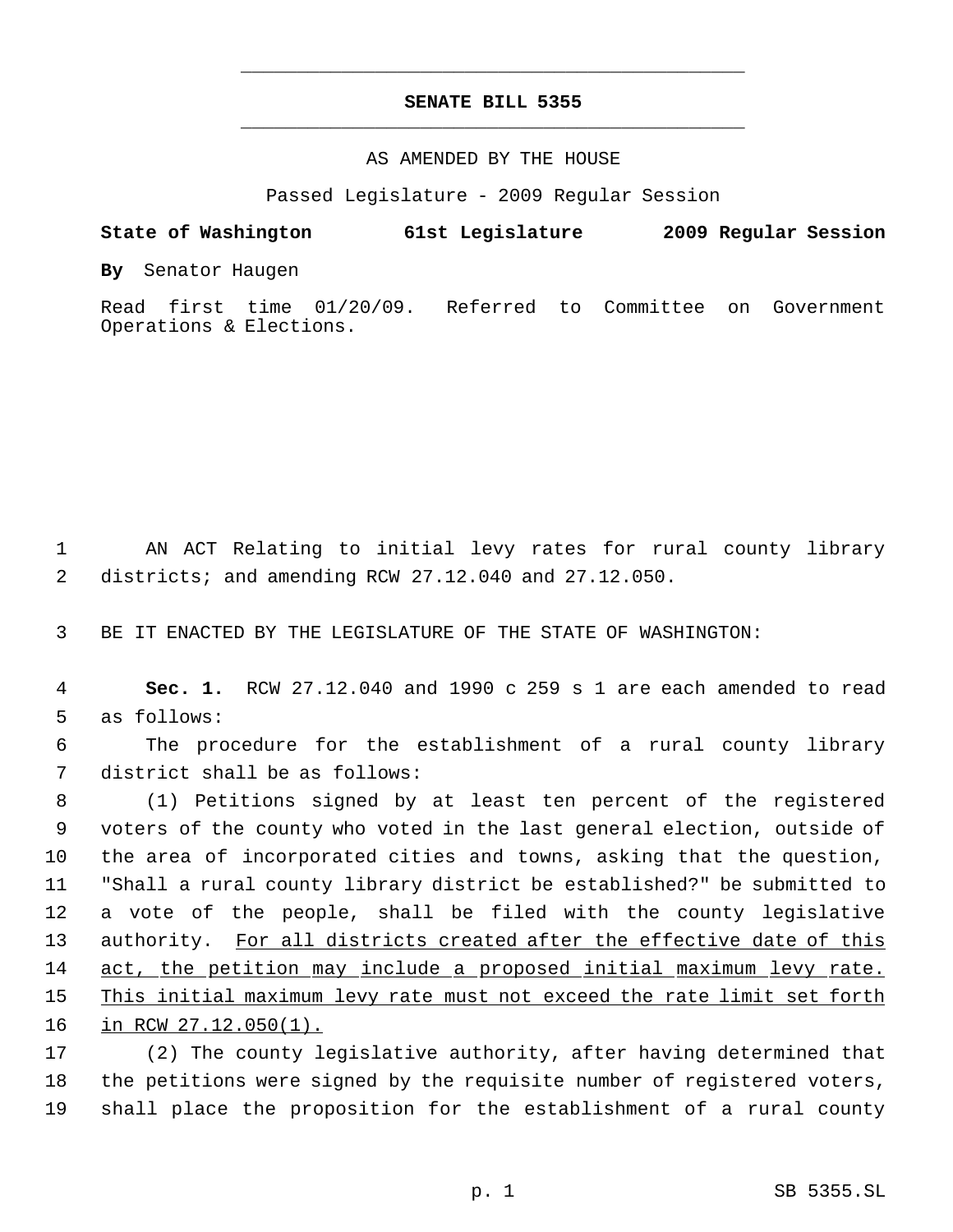# SENATE BILL 5355

AS AMENDED BY THE HOUSE

Passed Legislature - 2009 Regular Session

**State of Washington 61st Legislature 2009 Regular Session**

**By** Senator Haugen

Read first time 01/20/09. Referred to Committee on Government Operations & Elections.

AN ACT Relating to initial levy rates for rural county library districts; and amending RCW 27.12.040 and 27.12.050.

BE IT ENACTED BY THE LEGISLATURE OF THE STATE OF WASHINGTON:

**Sec. 1.** RCW 27.12.040 and 1990 c 259 s 1 are each amended to read as follows:

The procedure for the establishment of a rural county library district shall be as follows:

(1) Petitions signed by at least ten percent of the registered voters of the county who voted in the last general election, outside of the area of incorporated cities and towns, asking that the question, "Shall a rural county library district be established?" be submitted to a vote of the people, shall be filed with the county legislative authority. <u>For all districts created after the effective date of this act, the petition may include a proposed initial maximum levy rate. This initial maximum levy rate must not exceed the rate limit set forth in RCW 27.12.050(1).</u>

(2) The county legislative authority, after having determined that the petitions were signed by the requisite number of registered voters, shall place the proposition for the establishment of a rural county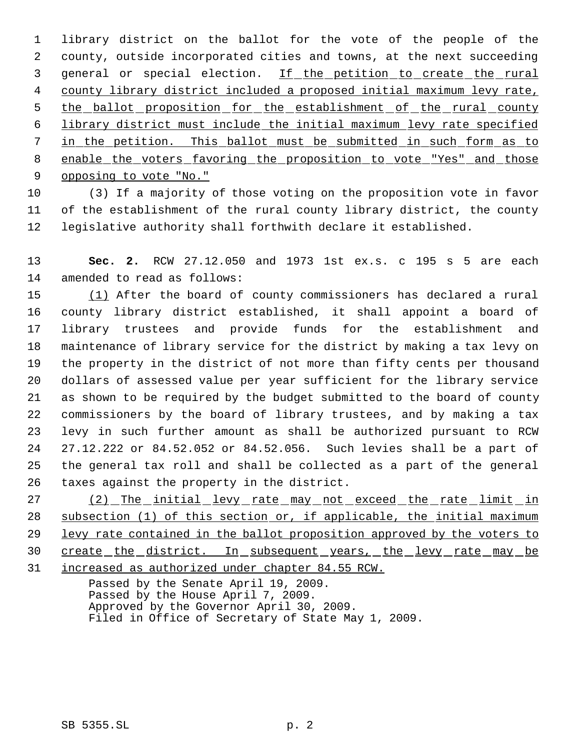library district on the ballot for the vote of the people of the county, outside incorporated cities and towns, at the next succeeding general or special election. If the petition to create the rural county library district included a proposed initial maximum levy rate, the ballot proposition for the establishment of the rural county library district must include the initial maximum levy rate specified in the petition. This ballot must be submitted in such form as to enable the voters favoring the proposition to vote "Yes" and those opposing to vote "No."

(3) If a majority of those voting on the proposition vote in favor of the establishment of the rural county library district, the county legislative authority shall forthwith declare it established.

**Sec. 2.** RCW 27.12.050 and 1973 1st ex.s. c 195 s 5 are each amended to read as follows:

(1) After the board of county commissioners has declared a rural county library district established, it shall appoint a board of library trustees and provide funds for the establishment and maintenance of library service for the district by making a tax levy on the property in the district of not more than fifty cents per thousand dollars of assessed value per year sufficient for the library service as shown to be required by the budget submitted to the board of county commissioners by the board of library trustees, and by making a tax levy in such further amount as shall be authorized pursuant to RCW 27.12.222 or 84.52.052 or 84.52.056. Such levies shall be a part of the general tax roll and shall be collected as a part of the general taxes against the property in the district.

(2) The initial levy rate may not exceed the rate limit in subsection (1) of this section or, if applicable, the initial maximum levy rate contained in the ballot proposition approved by the voters to create the district. In subsequent years, the levy rate may be increased as authorized under chapter 84.55 RCW.

Passed by the Senate April 19, 2009.
Passed by the House April 7, 2009.
Approved by the Governor April 30, 2009.
Filed in Office of Secretary of State May 1, 2009.